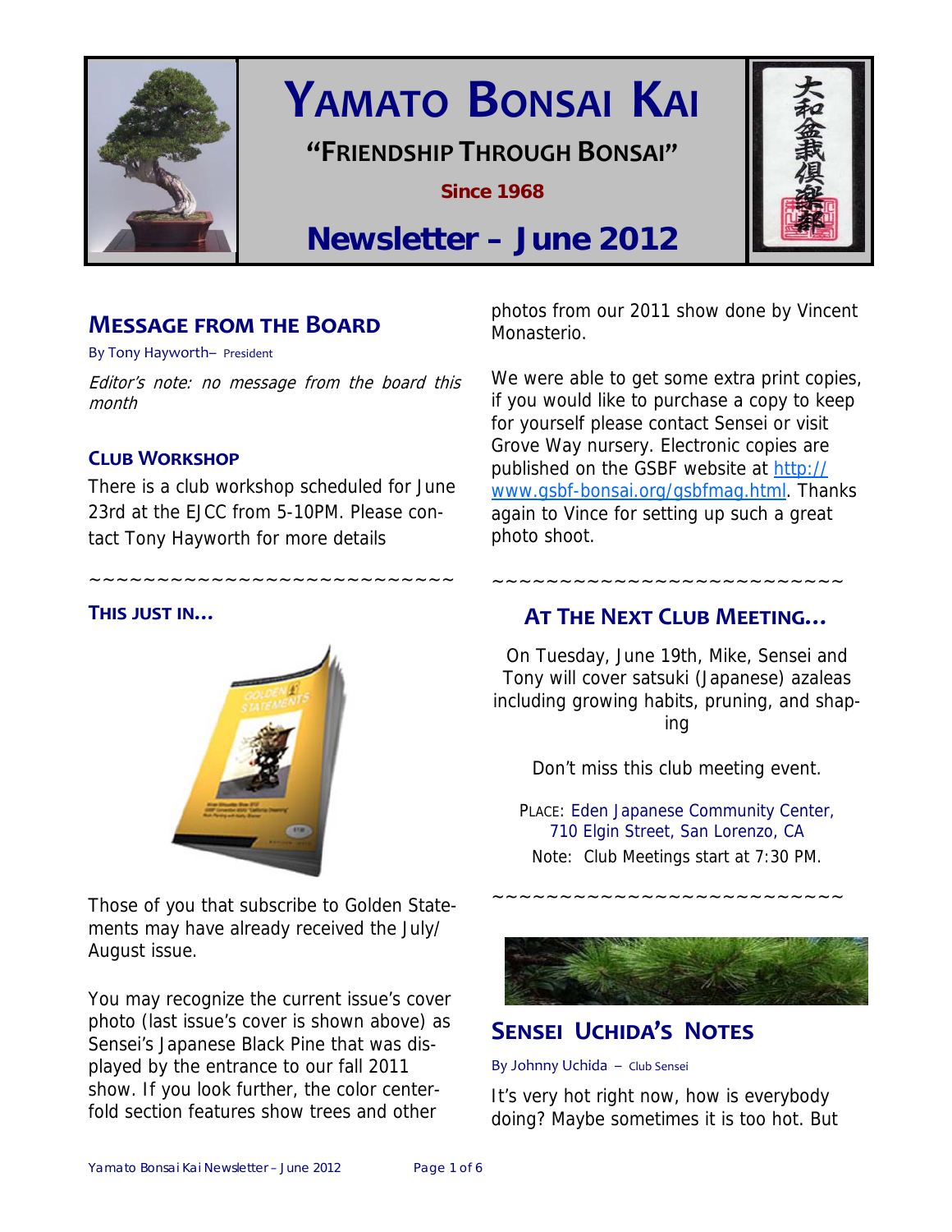# Yamato Bonsai Kai

**"Friendship Through Bonsai"**

**Since 1968**

## Newsletter – June 2012

## Message from the Board

By Tony Hayworth– President

*Editor's note: no message from the board this month*

### Club Workshop

There is a club workshop scheduled for June 23rd at the EJCC from 5-10PM. Please contact Tony Hayworth for more details

~~~~~~~~~~~~~~~~~~~~~~~~~~~

### This just in…

Those of you that subscribe to Golden Statements may have already received the July/August issue.

You may recognize the current issue's cover photo (last issue's cover is shown above) as Sensei's Japanese Black Pine that was displayed by the entrance to our fall 2011 show. If you look further, the color centerfold section features show trees and other photos from our 2011 show done by Vincent Monasterio.

We were able to get some extra print copies, if you would like to purchase a copy to keep for yourself please contact Sensei or visit Grove Way nursery. Electronic copies are published on the GSBF website at [http://www.gsbf-bonsai.org/gsbfmag.html](http://www.gsbf-bonsai.org/gsbfmag.html). Thanks again to Vince for setting up such a great photo shoot.

~~~~~~~~~~~~~~~~~~~~~~~~~~

## At the Next Club Meeting…

On Tuesday, June 19th, Mike, Sensei and Tony will cover satsuki (Japanese) azaleas including growing habits, pruning, and shaping

Don't miss this club meeting event.

PLACE: Eden Japanese Community Center, 710 Elgin Street, San Lorenzo, CA

Note: Club Meetings start at 7:30 PM.

~~~~~~~~~~~~~~~~~~~~~~~~~~

## Sensei Uchida's Notes

By Johnny Uchida – Club Sensei

It's very hot right now, how is everybody doing? Maybe sometimes it is too hot. But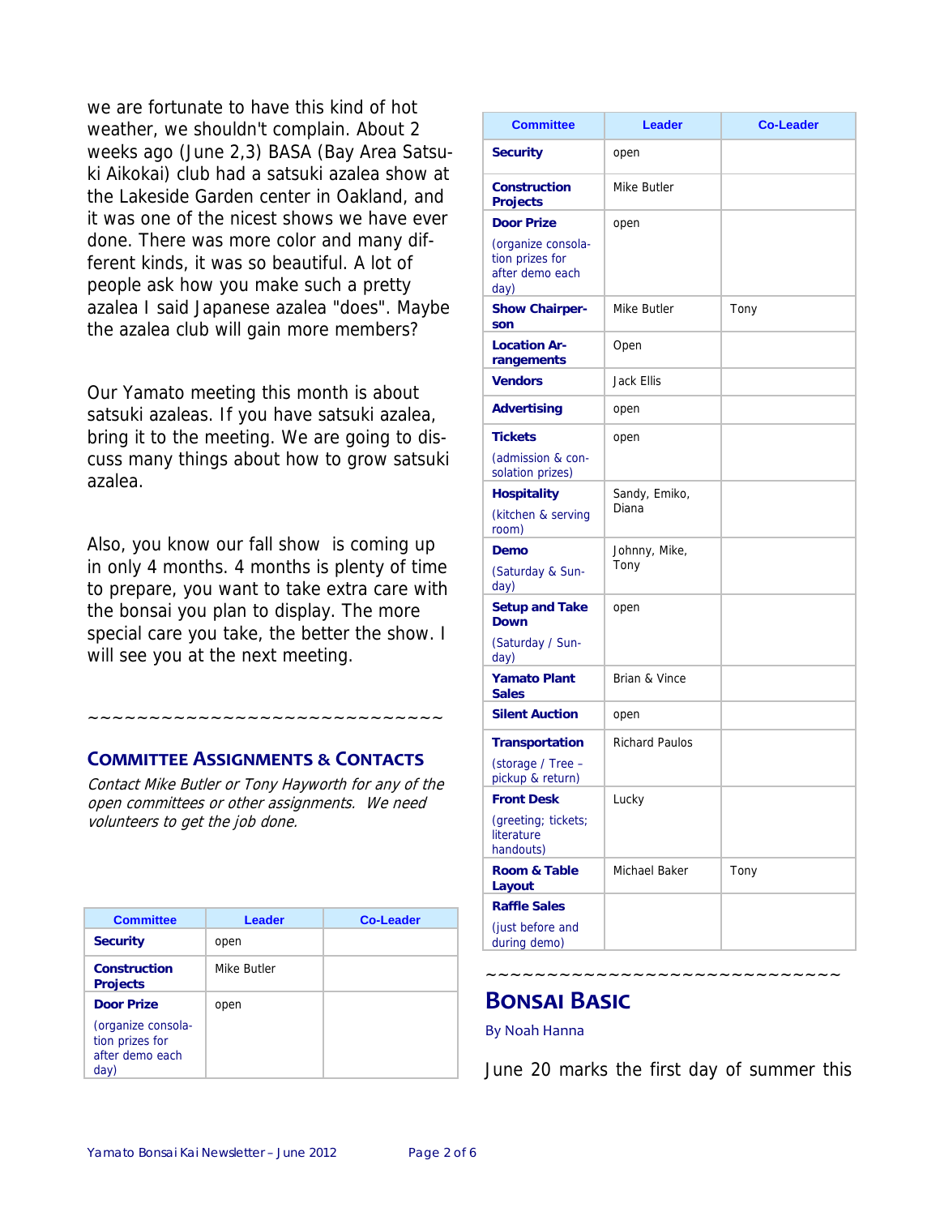we are fortunate to have this kind of hot weather, we shouldn't complain. About 2 weeks ago (June 2,3) BASA (Bay Area Satsuki Aikokai) club had a satsuki azalea show at the Lakeside Garden center in Oakland, and it was one of the nicest shows we have ever done. There was more color and many different kinds, it was so beautiful. A lot of people ask how you make such a pretty azalea I said Japanese azalea "does". Maybe the azalea club will gain more members?

Our Yamato meeting this month is about satsuki azaleas. If you have satsuki azalea, bring it to the meeting. We are going to discuss many things about how to grow satsuki azalea.

Also, you know our fall show is coming up in only 4 months. 4 months is plenty of time to prepare, you want to take extra care with the bonsai you plan to display. The more special care you take, the better the show. I will see you at the next meeting.

~~~~~~~~~~~~~~~~~~~~~~~~~~~~~

## COMMITTEE ASSIGNMENTS & CONTACTS

*Contact Mike Butler or Tony Hayworth for any of the open committees or other assignments. We need volunteers to get the job done.*

| Committee | Leader | Co-Leader |
|---|---|---|
| **Security** | open | |
| **Construction Projects** | Mike Butler | |
| **Door Prize** (organize consolation prizes for after demo each day) | open | |
| **Show Chairperson** | Mike Butler | Tony |
| **Location Arrangements** | Open | |
| **Vendors** | Jack Ellis | |
| **Advertising** | open | |
| **Tickets** (admission & consolation prizes) | open | |
| **Hospitality** (kitchen & serving room) | Sandy, Emiko, Diana | |
| **Demo** (Saturday & Sunday) | Johnny, Mike, Tony | |
| **Setup and Take Down** (Saturday / Sunday) | open | |
| **Yamato Plant Sales** | Brian & Vince | |
| **Silent Auction** | open | |
| **Transportation** (storage / Tree – pickup & return) | Richard Paulos | |
| **Front Desk** (greeting; tickets; literature handouts) | Lucky | |
| **Room & Table Layout** | Michael Baker | Tony |
| **Raffle Sales** (just before and during demo) | | |

~~~~~~~~~~~~~~~~~~~~~~~~~~~~~

## BONSAI BASIC

By Noah Hanna

June 20 marks the first day of summer this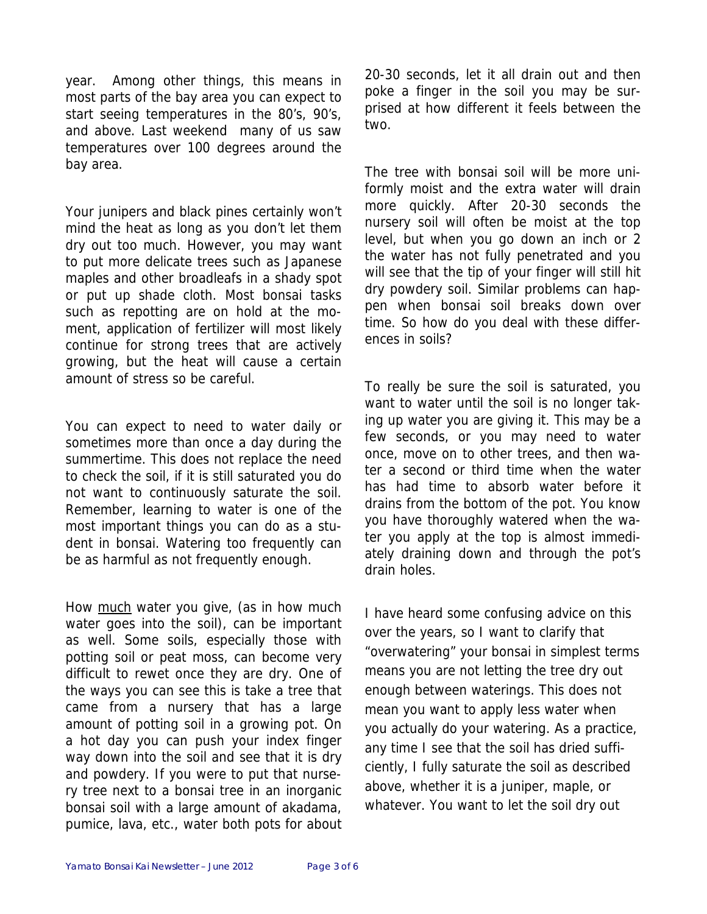year. Among other things, this means in most parts of the bay area you can expect to start seeing temperatures in the 80's, 90's, and above. Last weekend many of us saw temperatures over 100 degrees around the bay area.

Your junipers and black pines certainly won't mind the heat as long as you don't let them dry out too much. However, you may want to put more delicate trees such as Japanese maples and other broadleafs in a shady spot or put up shade cloth. Most bonsai tasks such as repotting are on hold at the moment, application of fertilizer will most likely continue for strong trees that are actively growing, but the heat will cause a certain amount of stress so be careful.

You can expect to need to water daily or sometimes more than once a day during the summertime. This does not replace the need to check the soil, if it is still saturated you do not want to continuously saturate the soil. Remember, learning to water is one of the most important things you can do as a student in bonsai. Watering too frequently can be as harmful as not frequently enough.

How <u>much</u> water you give, (as in how much water goes into the soil), can be important as well. Some soils, especially those with potting soil or peat moss, can become very difficult to rewet once they are dry. One of the ways you can see this is take a tree that came from a nursery that has a large amount of potting soil in a growing pot. On a hot day you can push your index finger way down into the soil and see that it is dry and powdery. If you were to put that nursery tree next to a bonsai tree in an inorganic bonsai soil with a large amount of akadama, pumice, lava, etc., water both pots for about 20-30 seconds, let it all drain out and then poke a finger in the soil you may be surprised at how different it feels between the two.

The tree with bonsai soil will be more uniformly moist and the extra water will drain more quickly. After 20-30 seconds the nursery soil will often be moist at the top level, but when you go down an inch or 2 the water has not fully penetrated and you will see that the tip of your finger will still hit dry powdery soil. Similar problems can happen when bonsai soil breaks down over time. So how do you deal with these differences in soils?

To really be sure the soil is saturated, you want to water until the soil is no longer taking up water you are giving it. This may be a few seconds, or you may need to water once, move on to other trees, and then water a second or third time when the water has had time to absorb water before it drains from the bottom of the pot. You know you have thoroughly watered when the water you apply at the top is almost immediately draining down and through the pot's drain holes.

I have heard some confusing advice on this over the years, so I want to clarify that "overwatering" your bonsai in simplest terms means you are not letting the tree dry out enough between waterings. This does not mean you want to apply less water when you actually do your watering. As a practice, any time I see that the soil has dried sufficiently, I fully saturate the soil as described above, whether it is a juniper, maple, or whatever. You want to let the soil dry out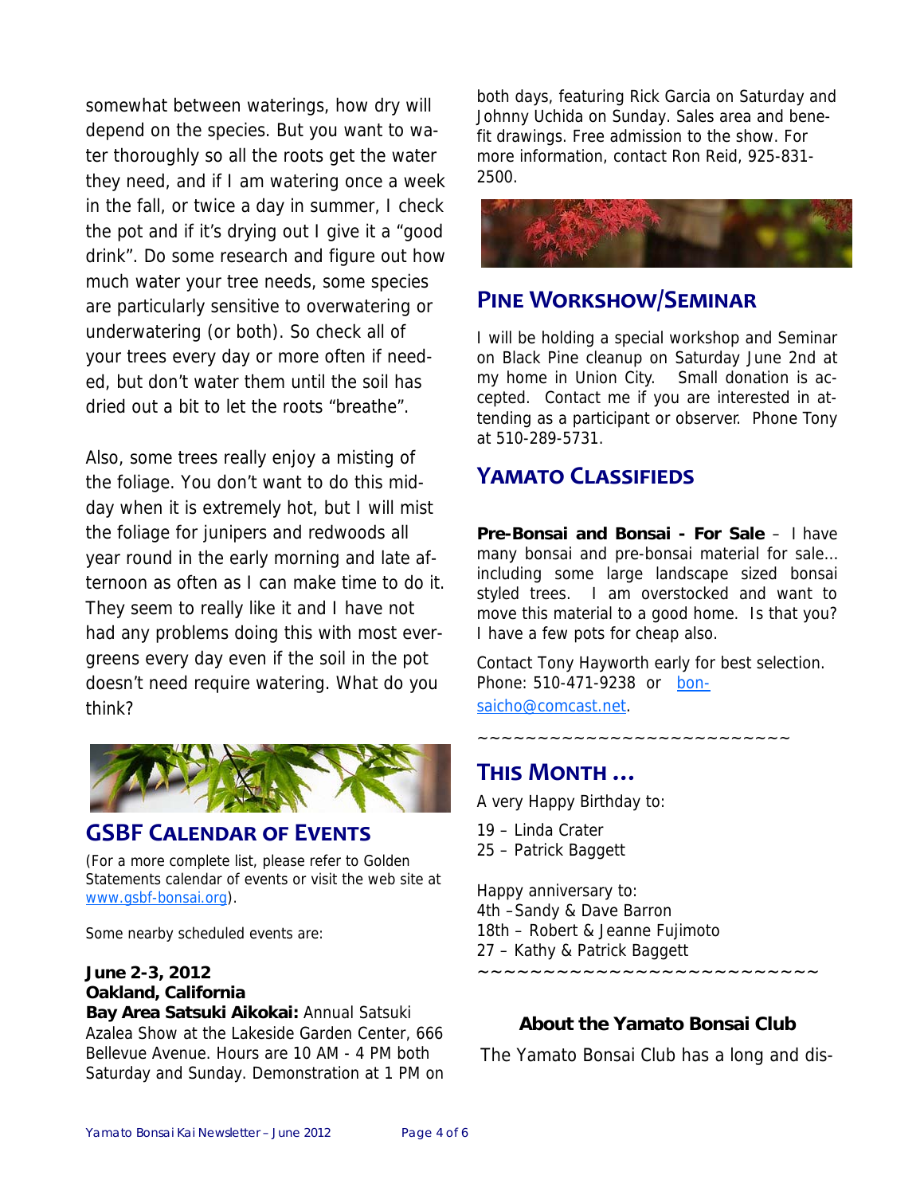somewhat between waterings, how dry will depend on the species. But you want to water thoroughly so all the roots get the water they need, and if I am watering once a week in the fall, or twice a day in summer, I check the pot and if it's drying out I give it a "good drink". Do some research and figure out how much water your tree needs, some species are particularly sensitive to overwatering or underwatering (or both). So check all of your trees every day or more often if needed, but don't water them until the soil has dried out a bit to let the roots "breathe".

Also, some trees really enjoy a misting of the foliage. You don't want to do this midday when it is extremely hot, but I will mist the foliage for junipers and redwoods all year round in the early morning and late afternoon as often as I can make time to do it. They seem to really like it and I have not had any problems doing this with most evergreens every day even if the soil in the pot doesn't need require watering. What do you think?

## GSBF Calendar of Events

(For a more complete list, please refer to Golden Statements calendar of events or visit the web site at www.gsbf-bonsai.org).

Some nearby scheduled events are:

**June 2-3, 2012**
**Oakland, California**
**Bay Area Satsuki Aikokai:** Annual Satsuki Azalea Show at the Lakeside Garden Center, 666 Bellevue Avenue. Hours are 10 AM - 4 PM both Saturday and Sunday. Demonstration at 1 PM on both days, featuring Rick Garcia on Saturday and Johnny Uchida on Sunday. Sales area and benefit drawings. Free admission to the show. For more information, contact Ron Reid, 925-831-2500.

## Pine Workshop/Seminar

I will be holding a special workshop and Seminar on Black Pine cleanup on Saturday June 2nd at my home in Union City. Small donation is accepted. Contact me if you are interested in attending as a participant or observer. Phone Tony at 510-289-5731.

## Yamato Classifieds

**Pre-Bonsai and Bonsai - For Sale** – I have many bonsai and pre-bonsai material for sale… including some large landscape sized bonsai styled trees. I am overstocked and want to move this material to a good home. Is that you? I have a few pots for cheap also.

Contact Tony Hayworth early for best selection. Phone: 510-471-9238 or bonsaicho@comcast.net.

~~~~~~~~~~~~~~~~~~~~~~~~~~

## This Month …

A very Happy Birthday to:

19 – Linda Crater
25 – Patrick Baggett

Happy anniversary to:
4th –Sandy & Dave Barron
18th – Robert & Jeanne Fujimoto
27 – Kathy & Patrick Baggett

~~~~~~~~~~~~~~~~~~~~~~~~~~

### About the Yamato Bonsai Club

The Yamato Bonsai Club has a long and dis-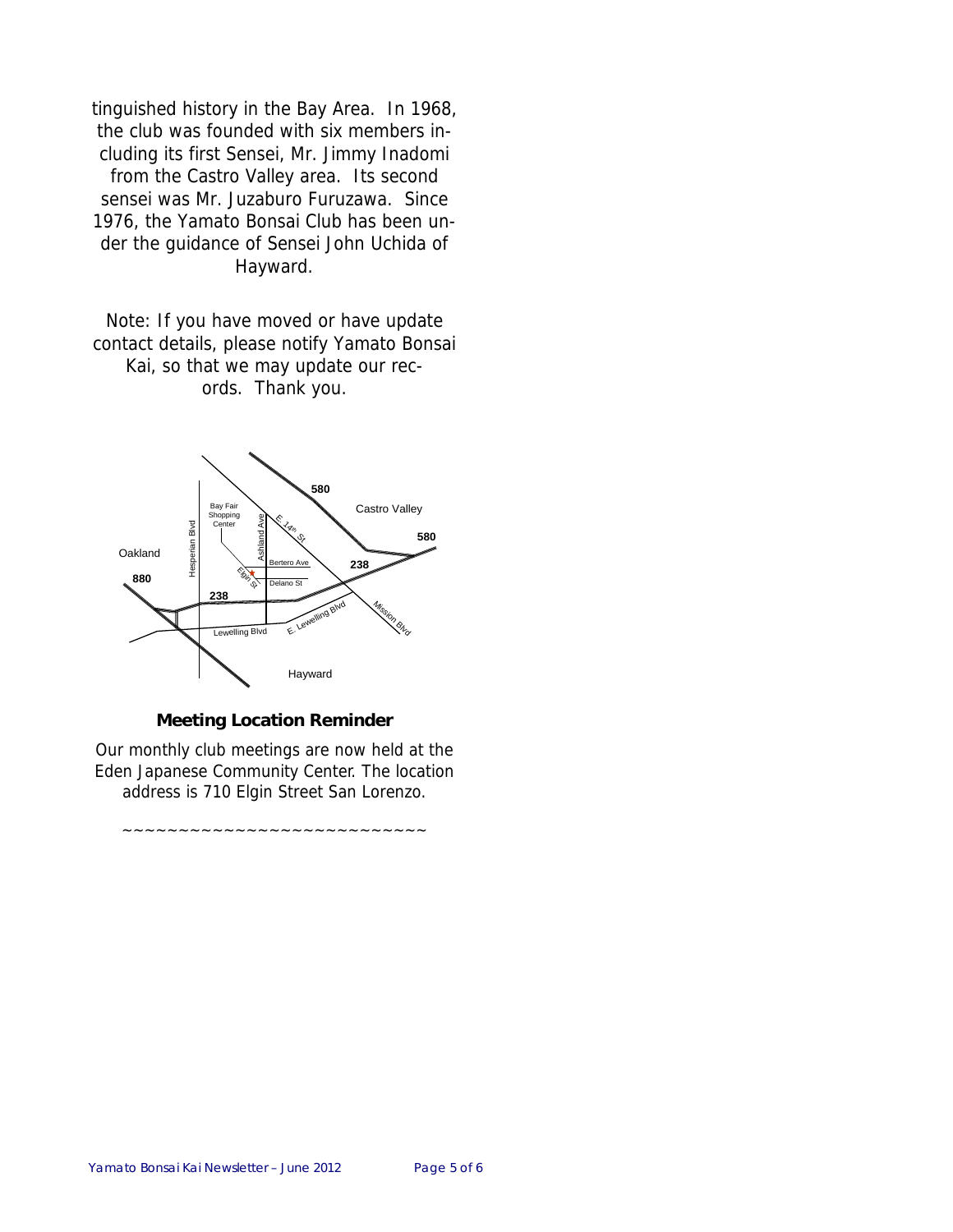tinguished history in the Bay Area. In 1968, the club was founded with six members including its first Sensei, Mr. Jimmy Inadomi from the Castro Valley area. Its second sensei was Mr. Juzaburo Furuzawa. Since 1976, the Yamato Bonsai Club has been under the guidance of Sensei John Uchida of Hayward.

Note: If you have moved or have update contact details, please notify Yamato Bonsai Kai, so that we may update our records. Thank you.

580

Castro Valley

580

Bay Fair Shopping Center

Hesperian Blvd

Ashland Ave

E. 14th St

Oakland

Bertero Ave

238

880

Elgin St

Delano St

238

E. Lewelling Blvd

Mission Blvd

Lewelling Blvd

Hayward

**Meeting Location Reminder**

Our monthly club meetings are now held at the Eden Japanese Community Center. The location address is 710 Elgin Street San Lorenzo.

~~~~~~~~~~~~~~~~~~~~~~~~~~~~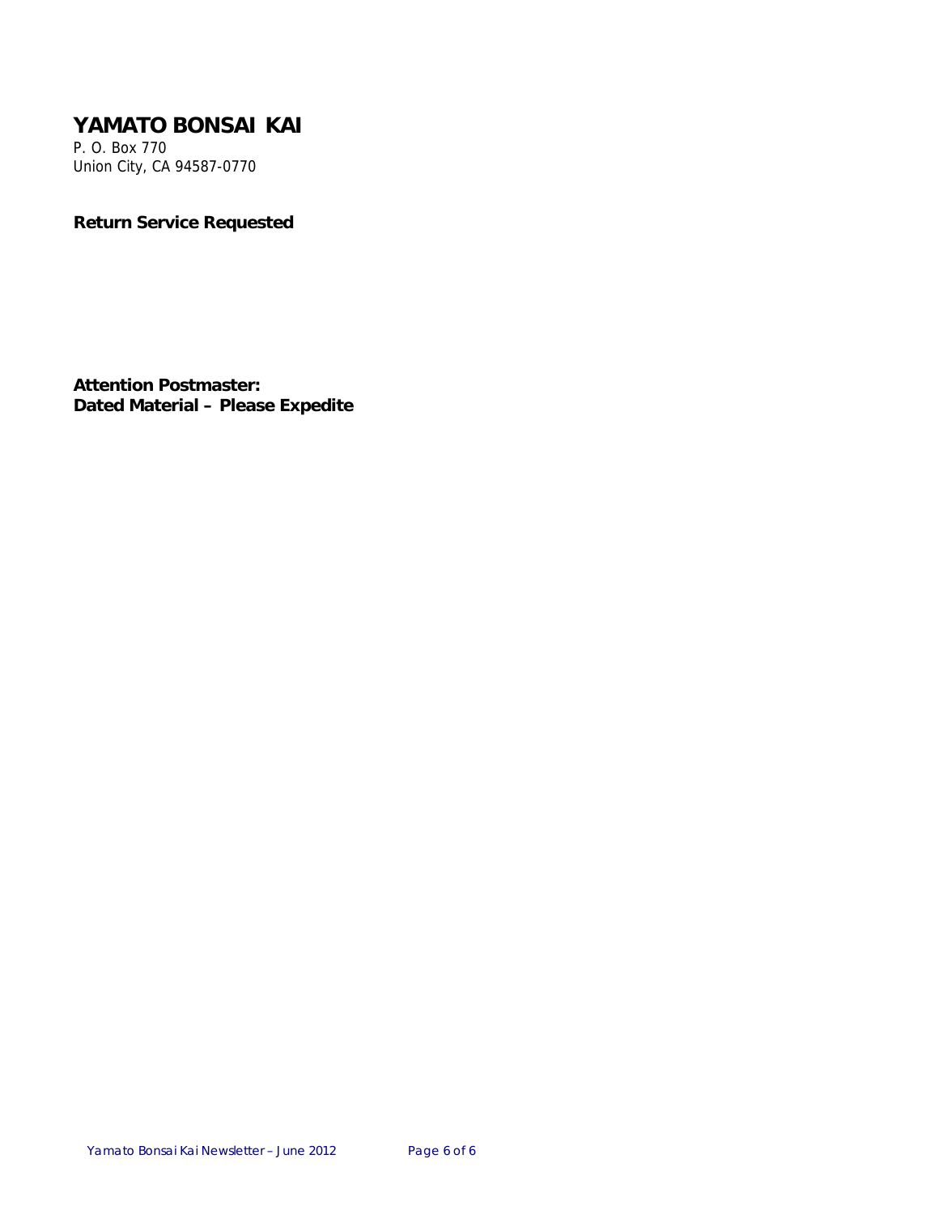**YAMATO BONSAI KAI**

P. O. Box 770
Union City, CA 94587-0770

**Return Service Requested**

**Attention Postmaster:**
**Dated Material – Please Expedite**